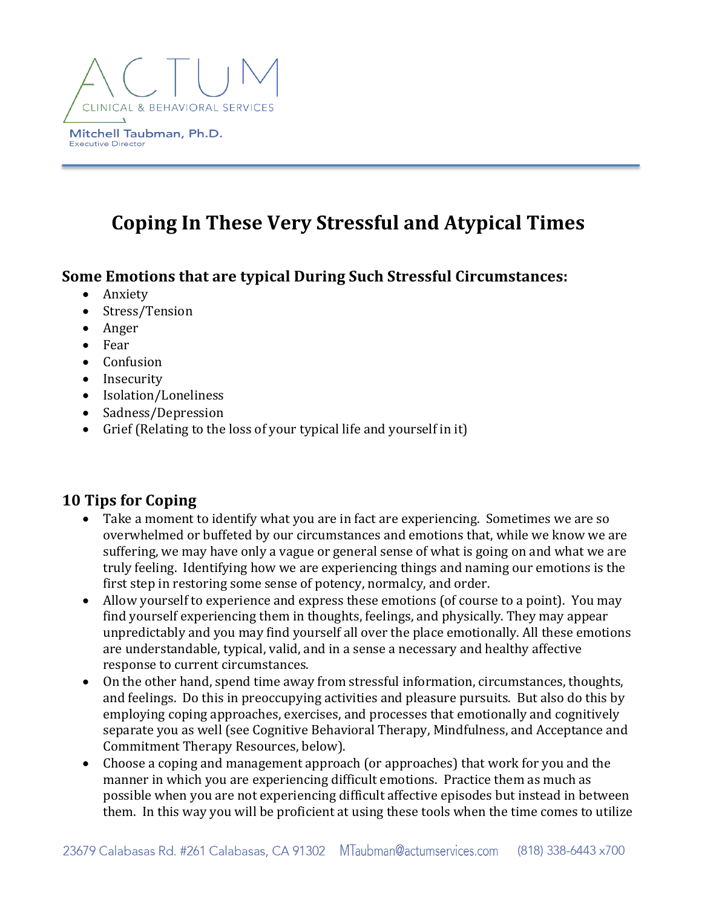ACTUM

CLINICAL & BEHAVIORAL SERVICES

Mitchell Taubman, Ph.D.
Executive Director

# Coping In These Very Stressful and Atypical Times

## Some Emotions that are typical During Such Stressful Circumstances:

- Anxiety
- Stress/Tension
- Anger
- Fear
- Confusion
- Insecurity
- Isolation/Loneliness
- Sadness/Depression
- Grief (Relating to the loss of your typical life and yourself in it)

## 10 Tips for Coping

- Take a moment to identify what you are in fact are experiencing. Sometimes we are so overwhelmed or buffeted by our circumstances and emotions that, while we know we are suffering, we may have only a vague or general sense of what is going on and what we are truly feeling. Identifying how we are experiencing things and naming our emotions is the first step in restoring some sense of potency, normalcy, and order.
- Allow yourself to experience and express these emotions (of course to a point). You may find yourself experiencing them in thoughts, feelings, and physically. They may appear unpredictably and you may find yourself all over the place emotionally. All these emotions are understandable, typical, valid, and in a sense a necessary and healthy affective response to current circumstances.
- On the other hand, spend time away from stressful information, circumstances, thoughts, and feelings. Do this in preoccupying activities and pleasure pursuits. But also do this by employing coping approaches, exercises, and processes that emotionally and cognitively separate you as well (see Cognitive Behavioral Therapy, Mindfulness, and Acceptance and Commitment Therapy Resources, below).
- Choose a coping and management approach (or approaches) that work for you and the manner in which you are experiencing difficult emotions. Practice them as much as possible when you are not experiencing difficult affective episodes but instead in between them. In this way you will be proficient at using these tools when the time comes to utilize

23679 Calabasas Rd. #261 Calabasas, CA 91302 MTaubman@actumservices.com (818) 338-6443 x700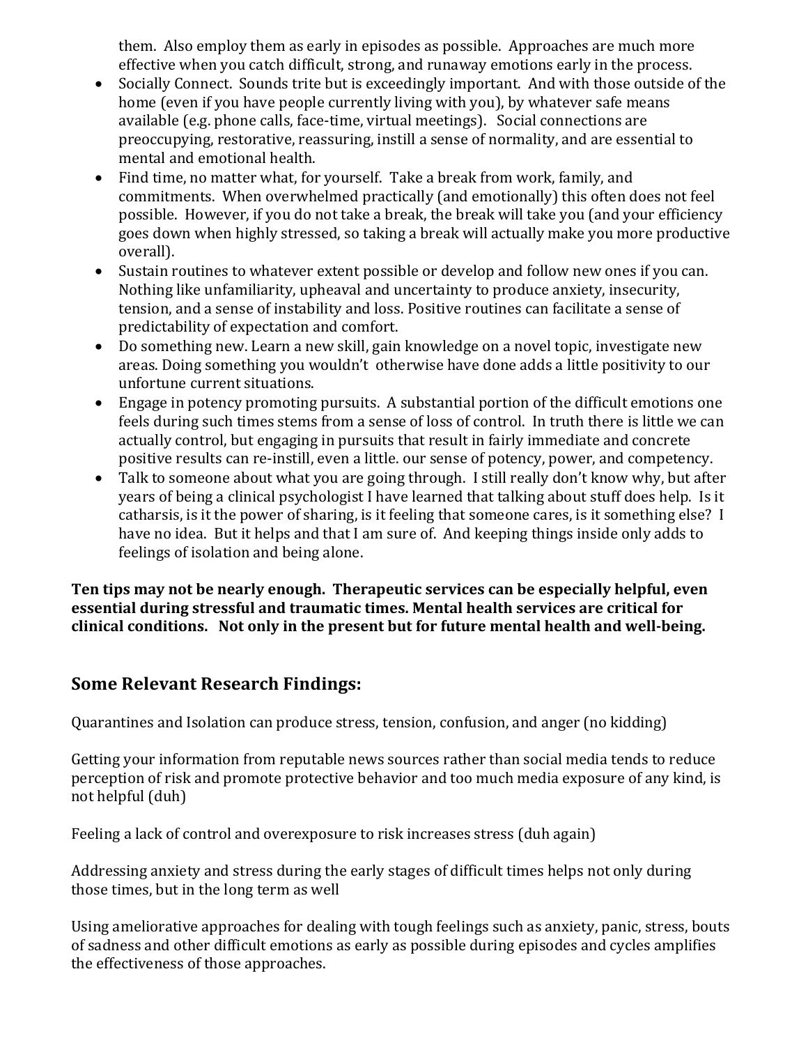them. Also employ them as early in episodes as possible. Approaches are much more effective when you catch difficult, strong, and runaway emotions early in the process.

- Socially Connect. Sounds trite but is exceedingly important. And with those outside of the home (even if you have people currently living with you), by whatever safe means available (e.g. phone calls, face-time, virtual meetings). Social connections are preoccupying, restorative, reassuring, instill a sense of normality, and are essential to mental and emotional health.
- Find time, no matter what, for yourself. Take a break from work, family, and commitments. When overwhelmed practically (and emotionally) this often does not feel possible. However, if you do not take a break, the break will take you (and your efficiency goes down when highly stressed, so taking a break will actually make you more productive overall).
- Sustain routines to whatever extent possible or develop and follow new ones if you can. Nothing like unfamiliarity, upheaval and uncertainty to produce anxiety, insecurity, tension, and a sense of instability and loss. Positive routines can facilitate a sense of predictability of expectation and comfort.
- Do something new. Learn a new skill, gain knowledge on a novel topic, investigate new areas. Doing something you wouldn't otherwise have done adds a little positivity to our unfortune current situations.
- Engage in potency promoting pursuits. A substantial portion of the difficult emotions one feels during such times stems from a sense of loss of control. In truth there is little we can actually control, but engaging in pursuits that result in fairly immediate and concrete positive results can re-instill, even a little. our sense of potency, power, and competency.
- Talk to someone about what you are going through. I still really don't know why, but after years of being a clinical psychologist I have learned that talking about stuff does help. Is it catharsis, is it the power of sharing, is it feeling that someone cares, is it something else? I have no idea. But it helps and that I am sure of. And keeping things inside only adds to feelings of isolation and being alone.

**Ten tips may not be nearly enough. Therapeutic services can be especially helpful, even essential during stressful and traumatic times. Mental health services are critical for clinical conditions. Not only in the present but for future mental health and well-being.**

## Some Relevant Research Findings:

Quarantines and Isolation can produce stress, tension, confusion, and anger (no kidding)

Getting your information from reputable news sources rather than social media tends to reduce perception of risk and promote protective behavior and too much media exposure of any kind, is not helpful (duh)

Feeling a lack of control and overexposure to risk increases stress (duh again)

Addressing anxiety and stress during the early stages of difficult times helps not only during those times, but in the long term as well

Using ameliorative approaches for dealing with tough feelings such as anxiety, panic, stress, bouts of sadness and other difficult emotions as early as possible during episodes and cycles amplifies the effectiveness of those approaches.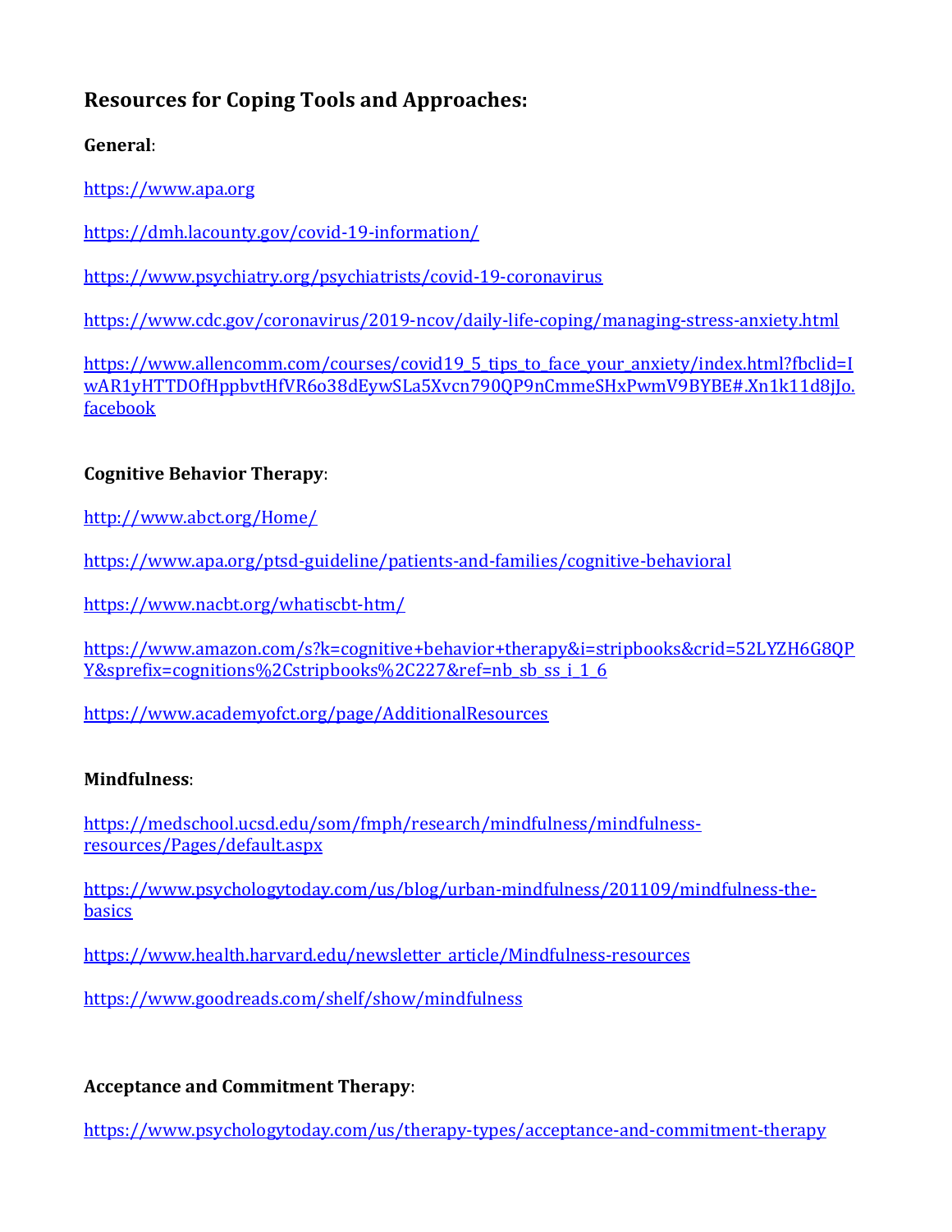## Resources for Coping Tools and Approaches:

**General**:

https://www.apa.org

https://dmh.lacounty.gov/covid-19-information/

https://www.psychiatry.org/psychiatrists/covid-19-coronavirus

https://www.cdc.gov/coronavirus/2019-ncov/daily-life-coping/managing-stress-anxiety.html

https://www.allencomm.com/courses/covid19_5_tips_to_face_your_anxiety/index.html?fbclid=IwAR1yHTTDOfHppbvtHfVR6o38dEywSLa5Xvcn790QP9nCmmeSHxPwmV9BYBE#.Xn1k11d8jJo.facebook

**Cognitive Behavior Therapy**:

http://www.abct.org/Home/

https://www.apa.org/ptsd-guideline/patients-and-families/cognitive-behavioral

https://www.nacbt.org/whatiscbt-htm/

https://www.amazon.com/s?k=cognitive+behavior+therapy&i=stripbooks&crid=52LYZH6G8QPY&sprefix=cognitions%2Cstripbooks%2C227&ref=nb_sb_ss_i_1_6

https://www.academyofct.org/page/AdditionalResources

**Mindfulness**:

https://medschool.ucsd.edu/som/fmph/research/mindfulness/mindfulness-resources/Pages/default.aspx

https://www.psychologytoday.com/us/blog/urban-mindfulness/201109/mindfulness-the-basics

https://www.health.harvard.edu/newsletter_article/Mindfulness-resources

https://www.goodreads.com/shelf/show/mindfulness

**Acceptance and Commitment Therapy**:

https://www.psychologytoday.com/us/therapy-types/acceptance-and-commitment-therapy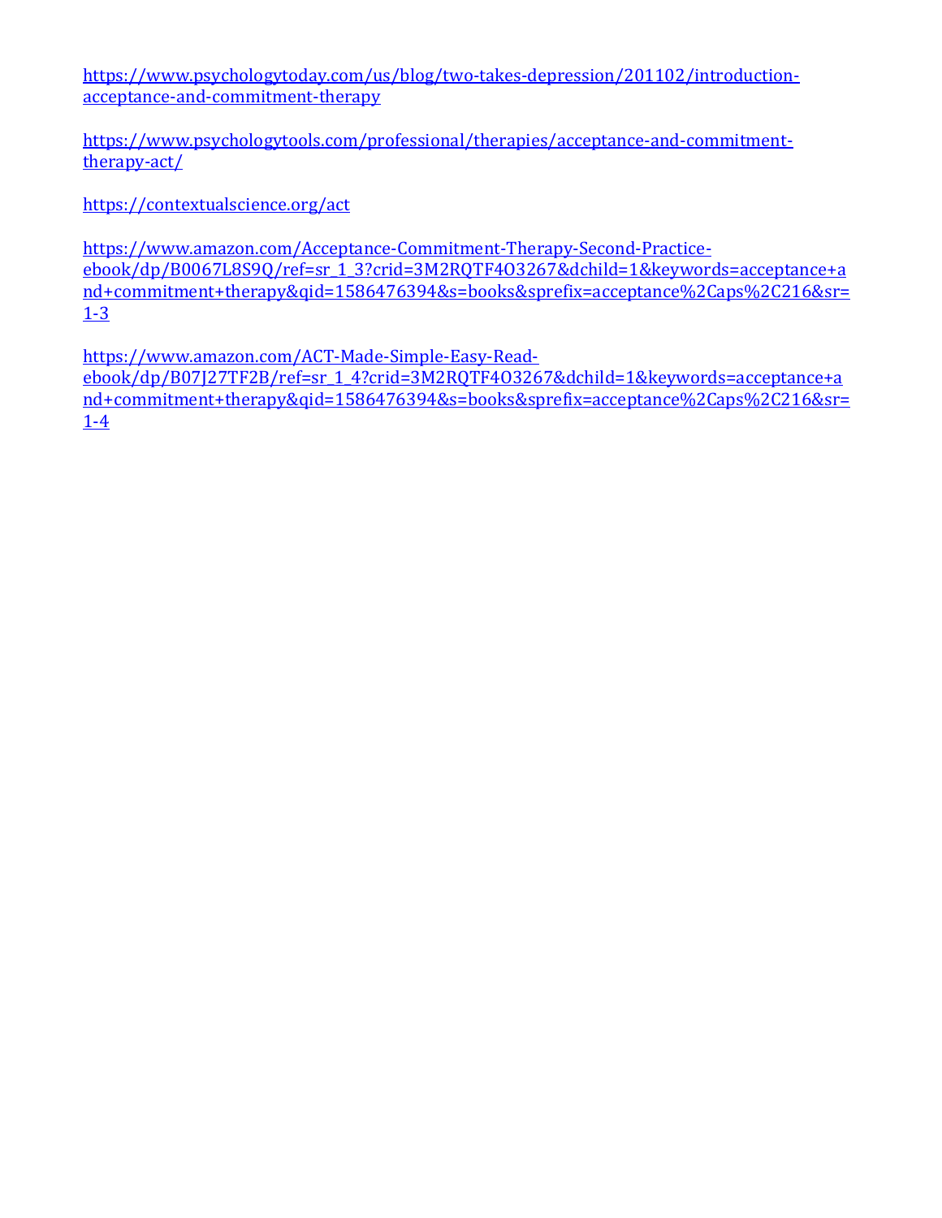https://www.psychologytoday.com/us/blog/two-takes-depression/201102/introduction-acceptance-and-commitment-therapy

https://www.psychologytools.com/professional/therapies/acceptance-and-commitment-therapy-act/

https://contextualscience.org/act

https://www.amazon.com/Acceptance-Commitment-Therapy-Second-Practice-ebook/dp/B0067L8S9Q/ref=sr_1_3?crid=3M2RQTF4O3267&dchild=1&keywords=acceptance+and+commitment+therapy&qid=1586476394&s=books&sprefix=acceptance%2Caps%2C216&sr=1-3

https://www.amazon.com/ACT-Made-Simple-Easy-Read-ebook/dp/B07J27TF2B/ref=sr_1_4?crid=3M2RQTF4O3267&dchild=1&keywords=acceptance+and+commitment+therapy&qid=1586476394&s=books&sprefix=acceptance%2Caps%2C216&sr=1-4